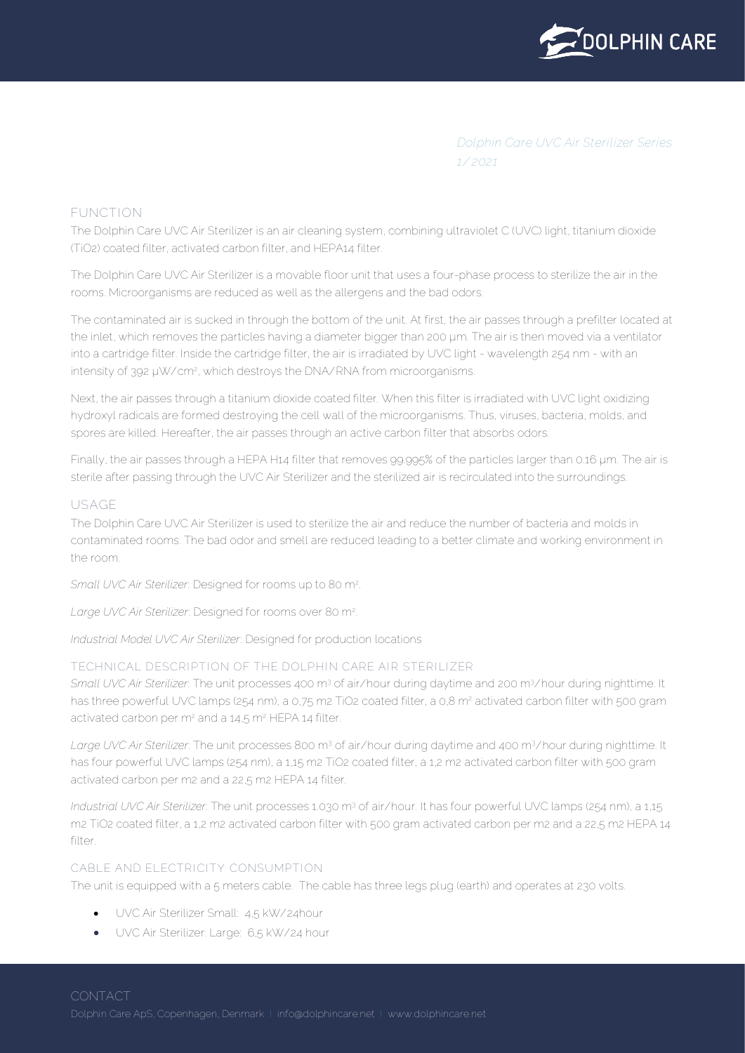*Dolphin Care UVC Air Sterilizer Series*
*1/2021*

## FUNCTION

The Dolphin Care UVC Air Sterilizer is an air cleaning system, combining ultraviolet C (UVC) light, titanium dioxide ($TiO_2$) coated filter, activated carbon filter, and HEPA14 filter.

The Dolphin Care UVC Air Sterilizer is a movable floor unit that uses a four-phase process to sterilize the air in the rooms. Microorganisms are reduced as well as the allergens and the bad odors.

The contaminated air is sucked in through the bottom of the unit. At first, the air passes through a prefilter located at the inlet, which removes the particles having a diameter bigger than 200 µm. The air is then moved via a ventilator into a cartridge filter. Inside the cartridge filter, the air is irradiated by UVC light - wavelength 254 nm - with an intensity of 392 µW/cm², which destroys the DNA/RNA from microorganisms.

Next, the air passes through a titanium dioxide coated filter. When this filter is irradiated with UVC light oxidizing hydroxyl radicals are formed destroying the cell wall of the microorganisms. Thus, viruses, bacteria, molds, and spores are killed. Hereafter, the air passes through an active carbon filter that absorbs odors.

Finally, the air passes through a HEPA H14 filter that removes 99.995% of the particles larger than 0.16 µm. The air is sterile after passing through the UVC Air Sterilizer and the sterilized air is recirculated into the surroundings.

## USAGE

The Dolphin Care UVC Air Sterilizer is used to sterilize the air and reduce the number of bacteria and molds in contaminated rooms. The bad odor and smell are reduced leading to a better climate and working environment in the room.

*Small UVC Air Sterilizer:* Designed for rooms up to 80 m².

*Large UVC Air Sterilizer*: Designed for rooms over 80 m².

*Industrial Model UVC Air Sterilizer*: Designed for production locations

### TECHNICAL DESCRIPTION OF THE DOLPHIN CARE AIR STERILIZER

*Small UVC Air Sterilizer*: The unit processes 400 m³ of air/hour during daytime and 200 m³/hour during nighttime. It has three powerful UVC lamps (254 nm), a 0,75 m2 $TiO_2$ coated filter, a 0,8 m² activated carbon filter with 500 gram activated carbon per m² and a 14,5 m² HEPA 14 filter.

*Large UVC Air Sterilizer*: The unit processes 800 m³ of air/hour during daytime and 400 m³/hour during nighttime. It has four powerful UVC lamps (254 nm), a 1,15 m2 $TiO_2$ coated filter, a 1,2 m2 activated carbon filter with 500 gram activated carbon per m2 and a 22,5 m2 HEPA 14 filter.

*Industrial UVC Air Sterilizer*: The unit processes 1.030 m³ of air/hour. It has four powerful UVC lamps (254 nm), a 1,15 m2 $TiO_2$ coated filter, a 1,2 m2 activated carbon filter with 500 gram activated carbon per m2 and a 22,5 m2 HEPA 14 filter.

### CABLE AND ELECTRICITY CONSUMPTION

The unit is equipped with a 5 meters cable. The cable has three legs plug (earth) and operates at 230 volts.

- UVC Air Sterilizer Small: 4,5 kW/24hour
- UVC Air Sterilizer: Large: 6,5 kW/24 hour

## CONTACT

Dolphin Care ApS, Copenhagen, Denmark | info@dolphincare.net | www.dolphincare.net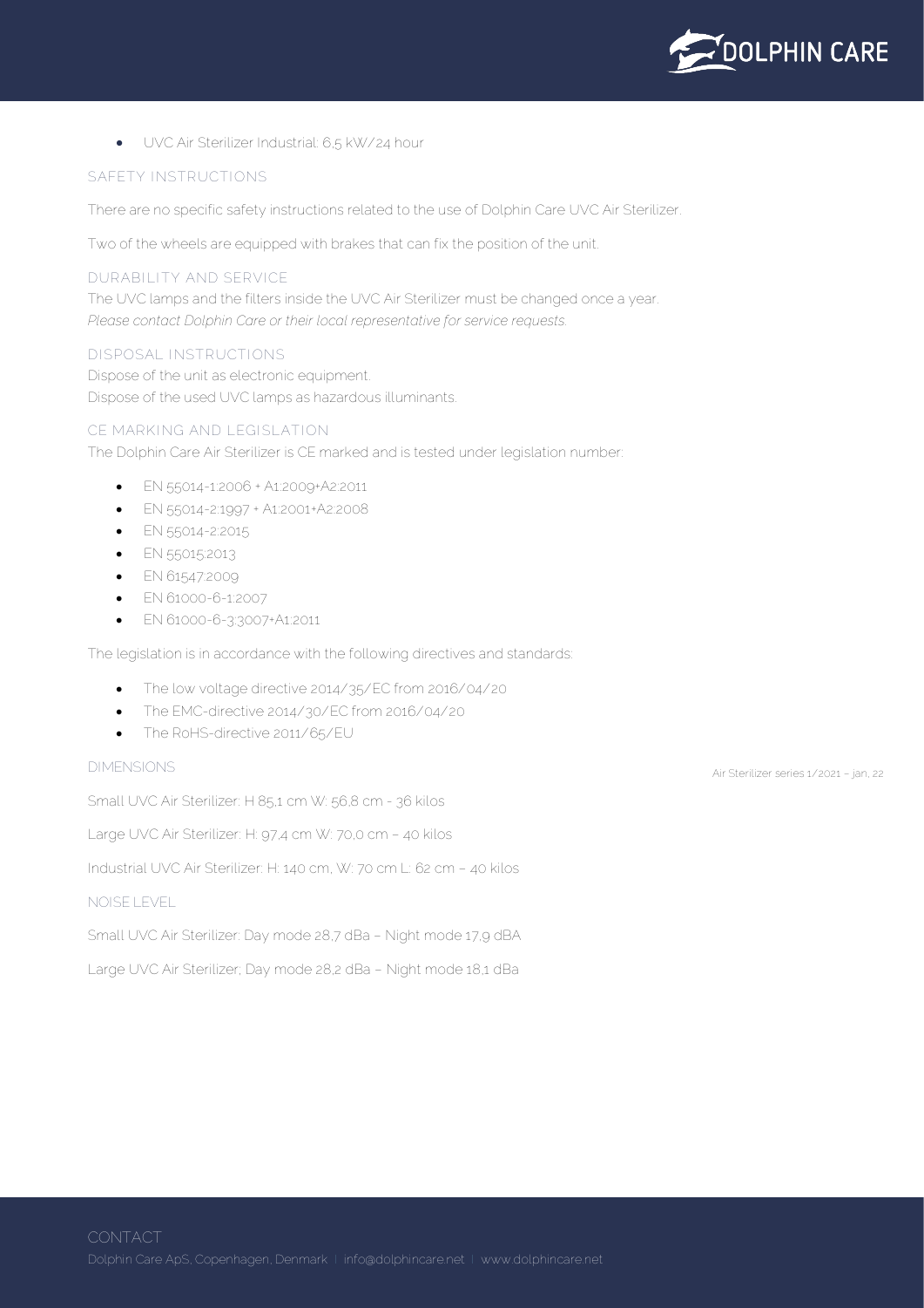- UVC Air Sterilizer Industrial: 6,5 kW/24 hour

## SAFETY INSTRUCTIONS

There are no specific safety instructions related to the use of Dolphin Care UVC Air Sterilizer.

Two of the wheels are equipped with brakes that can fix the position of the unit.

## DURABILITY AND SERVICE

The UVC lamps and the filters inside the UVC Air Sterilizer must be changed once a year.
*Please contact Dolphin Care or their local representative for service requests.*

## DISPOSAL INSTRUCTIONS

Dispose of the unit as electronic equipment.
Dispose of the used UVC lamps as hazardous illuminants.

## CE MARKING AND LEGISLATION

The Dolphin Care Air Sterilizer is CE marked and is tested under legislation number:

- EN 55014-1:2006 + A1:2009+A2:2011
- EN 55014-2:1997 + A1:2001+A2:2008
- EN 55014-2:2015
- EN 55015:2013
- EN 61547:2009
- EN 61000-6-1:2007
- EN 61000-6-3:3007+A1:2011

The legislation is in accordance with the following directives and standards:

- The low voltage directive 2014/35/EC from 2016/04/20
- The EMC-directive 2014/30/EC from 2016/04/20
- The RoHS-directive 2011/65/EU

## DIMENSIONS

Air Sterilizer series 1/2021 – jan, 22

Small UVC Air Sterilizer: H 85,1 cm W: 56,8 cm - 36 kilos

Large UVC Air Sterilizer: H: 97,4 cm W: 70,0 cm – 40 kilos

Industrial UVC Air Sterilizer: H: 140 cm, W: 70 cm L: 62 cm – 40 kilos

## NOISE LEVEL

Small UVC Air Sterilizer: Day mode 28,7 dBa – Night mode 17,9 dBA

Large UVC Air Sterilizer; Day mode 28,2 dBa – Night mode 18,1 dBa

CONTACT

Dolphin Care ApS, Copenhagen, Denmark | info@dolphincare.net | www.dolphincare.net